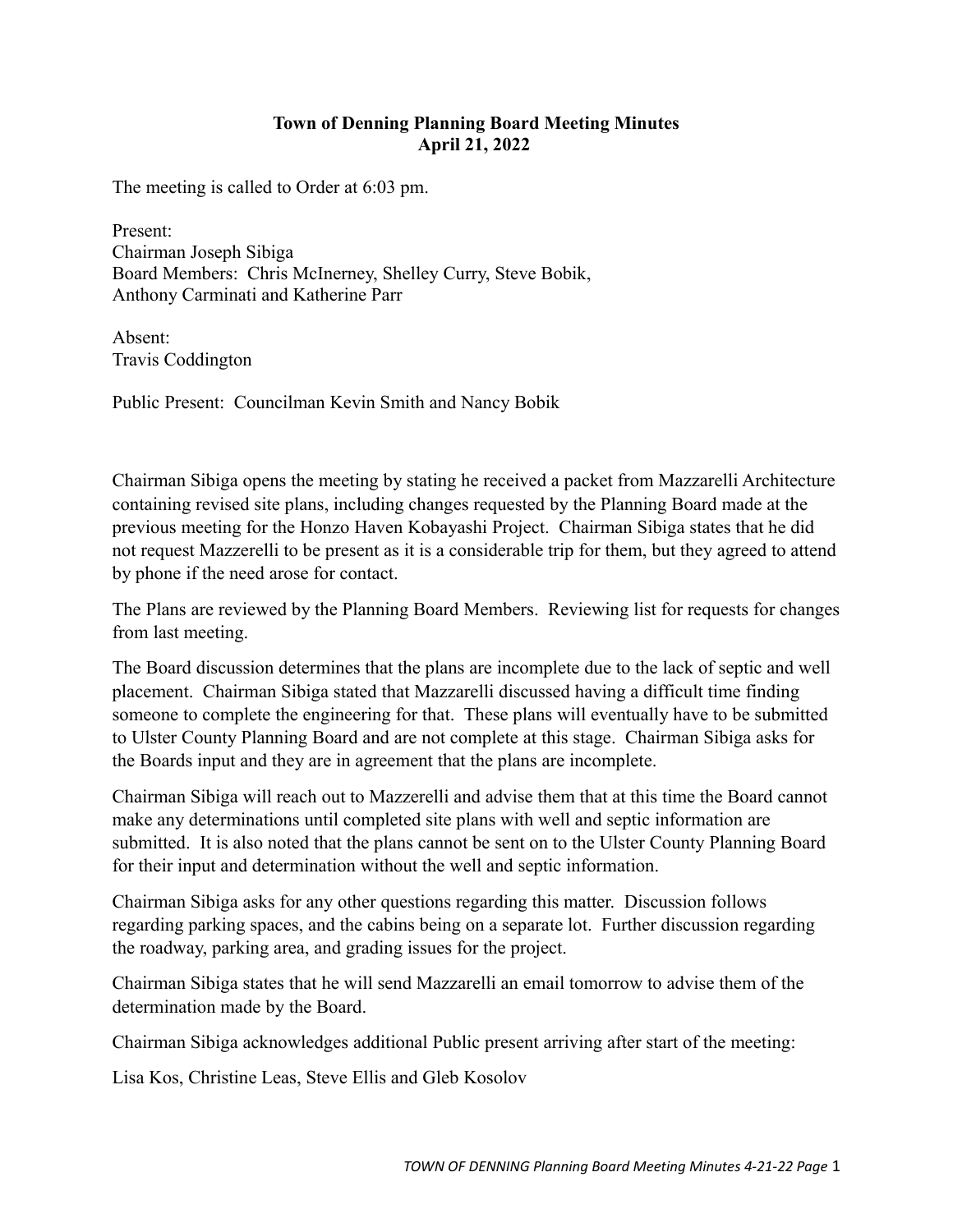**Town of Denning Planning Board Meeting Minutes**
**April 21, 2022**

The meeting is called to Order at 6:03 pm.

Present:
Chairman Joseph Sibiga
Board Members: Chris McInerney, Shelley Curry, Steve Bobik, Anthony Carminati and Katherine Parr

Absent:
Travis Coddington

Public Present: Councilman Kevin Smith and Nancy Bobik

Chairman Sibiga opens the meeting by stating he received a packet from Mazzarelli Architecture containing revised site plans, including changes requested by the Planning Board made at the previous meeting for the Honzo Haven Kobayashi Project. Chairman Sibiga states that he did not request Mazzerelli to be present as it is a considerable trip for them, but they agreed to attend by phone if the need arose for contact.

The Plans are reviewed by the Planning Board Members. Reviewing list for requests for changes from last meeting.

The Board discussion determines that the plans are incomplete due to the lack of septic and well placement. Chairman Sibiga stated that Mazzarelli discussed having a difficult time finding someone to complete the engineering for that. These plans will eventually have to be submitted to Ulster County Planning Board and are not complete at this stage. Chairman Sibiga asks for the Boards input and they are in agreement that the plans are incomplete.

Chairman Sibiga will reach out to Mazzerelli and advise them that at this time the Board cannot make any determinations until completed site plans with well and septic information are submitted. It is also noted that the plans cannot be sent on to the Ulster County Planning Board for their input and determination without the well and septic information.

Chairman Sibiga asks for any other questions regarding this matter. Discussion follows regarding parking spaces, and the cabins being on a separate lot. Further discussion regarding the roadway, parking area, and grading issues for the project.

Chairman Sibiga states that he will send Mazzarelli an email tomorrow to advise them of the determination made by the Board.

Chairman Sibiga acknowledges additional Public present arriving after start of the meeting:

Lisa Kos, Christine Leas, Steve Ellis and Gleb Kosolov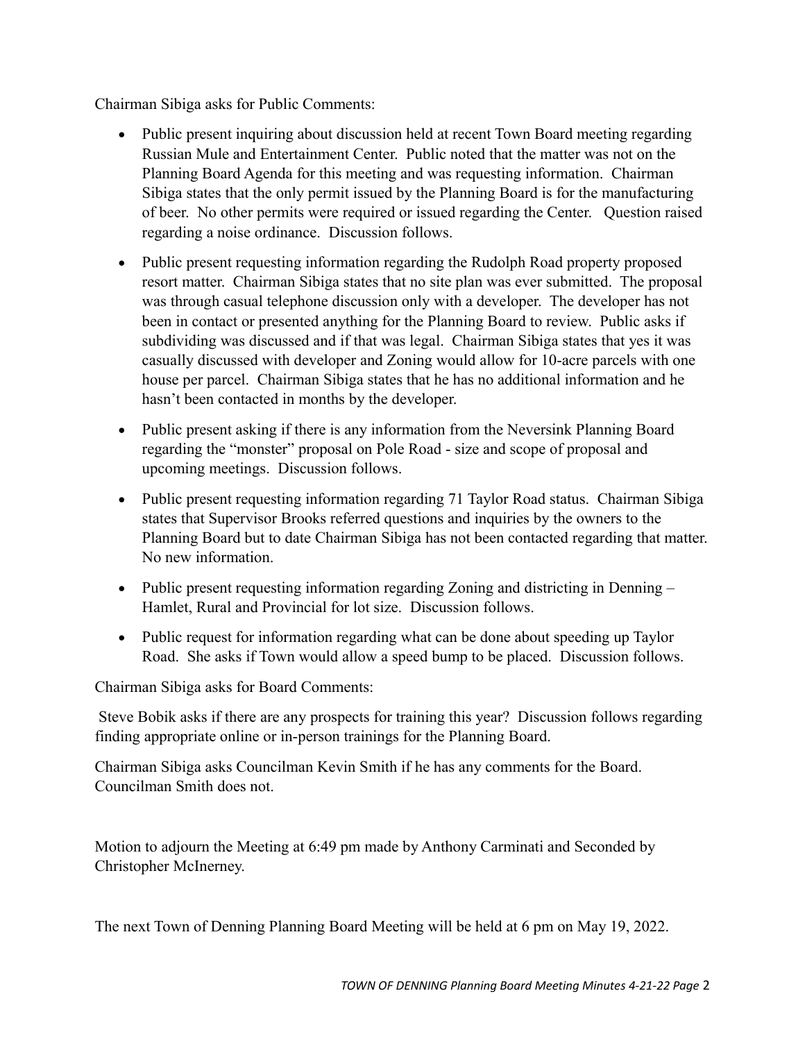Chairman Sibiga asks for Public Comments:

- Public present inquiring about discussion held at recent Town Board meeting regarding Russian Mule and Entertainment Center. Public noted that the matter was not on the Planning Board Agenda for this meeting and was requesting information. Chairman Sibiga states that the only permit issued by the Planning Board is for the manufacturing of beer. No other permits were required or issued regarding the Center. Question raised regarding a noise ordinance. Discussion follows.
- Public present requesting information regarding the Rudolph Road property proposed resort matter. Chairman Sibiga states that no site plan was ever submitted. The proposal was through casual telephone discussion only with a developer. The developer has not been in contact or presented anything for the Planning Board to review. Public asks if subdividing was discussed and if that was legal. Chairman Sibiga states that yes it was casually discussed with developer and Zoning would allow for 10-acre parcels with one house per parcel. Chairman Sibiga states that he has no additional information and he hasn't been contacted in months by the developer.
- Public present asking if there is any information from the Neversink Planning Board regarding the "monster" proposal on Pole Road - size and scope of proposal and upcoming meetings. Discussion follows.
- Public present requesting information regarding 71 Taylor Road status. Chairman Sibiga states that Supervisor Brooks referred questions and inquiries by the owners to the Planning Board but to date Chairman Sibiga has not been contacted regarding that matter. No new information.
- Public present requesting information regarding Zoning and districting in Denning – Hamlet, Rural and Provincial for lot size. Discussion follows.
- Public request for information regarding what can be done about speeding up Taylor Road. She asks if Town would allow a speed bump to be placed. Discussion follows.

Chairman Sibiga asks for Board Comments:

Steve Bobik asks if there are any prospects for training this year? Discussion follows regarding finding appropriate online or in-person trainings for the Planning Board.

Chairman Sibiga asks Councilman Kevin Smith if he has any comments for the Board. Councilman Smith does not.

Motion to adjourn the Meeting at 6:49 pm made by Anthony Carminati and Seconded by Christopher McInerney.

The next Town of Denning Planning Board Meeting will be held at 6 pm on May 19, 2022.